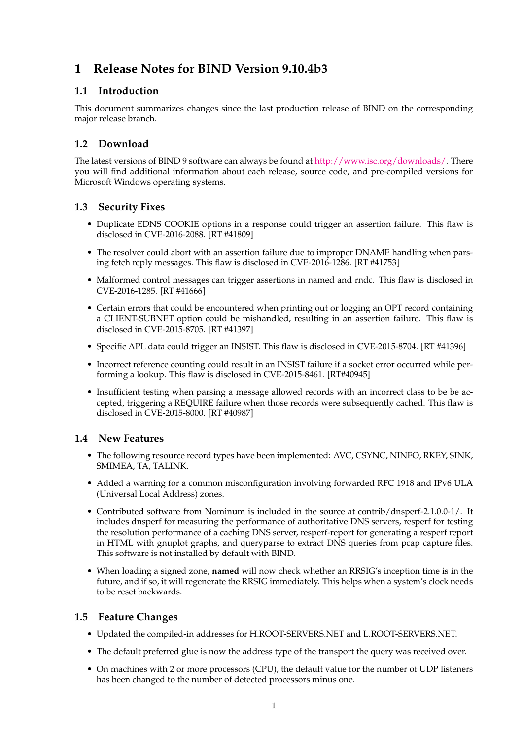# 1 Release Notes for BIND Version 9.10.4b3

## 1.1 Introduction

This document summarizes changes since the last production release of BIND on the corresponding major release branch.

## 1.2 Download

The latest versions of BIND 9 software can always be found at http://www.isc.org/downloads/. There you will find additional information about each release, source code, and pre-compiled versions for Microsoft Windows operating systems.

## 1.3 Security Fixes

- Duplicate EDNS COOKIE options in a response could trigger an assertion failure. This flaw is disclosed in CVE-2016-2088. [RT #41809]
- The resolver could abort with an assertion failure due to improper DNAME handling when parsing fetch reply messages. This flaw is disclosed in CVE-2016-1286. [RT #41753]
- Malformed control messages can trigger assertions in named and rndc. This flaw is disclosed in CVE-2016-1285. [RT #41666]
- Certain errors that could be encountered when printing out or logging an OPT record containing a CLIENT-SUBNET option could be mishandled, resulting in an assertion failure. This flaw is disclosed in CVE-2015-8705. [RT #41397]
- Specific APL data could trigger an INSIST. This flaw is disclosed in CVE-2015-8704. [RT #41396]
- Incorrect reference counting could result in an INSIST failure if a socket error occurred while performing a lookup. This flaw is disclosed in CVE-2015-8461. [RT#40945]
- Insufficient testing when parsing a message allowed records with an incorrect class to be be accepted, triggering a REQUIRE failure when those records were subsequently cached. This flaw is disclosed in CVE-2015-8000. [RT #40987]

## 1.4 New Features

- The following resource record types have been implemented: AVC, CSYNC, NINFO, RKEY, SINK, SMIMEA, TA, TALINK.
- Added a warning for a common misconfiguration involving forwarded RFC 1918 and IPv6 ULA (Universal Local Address) zones.
- Contributed software from Nominum is included in the source at contrib/dnsperf-2.1.0.0-1/. It includes dnsperf for measuring the performance of authoritative DNS servers, resperf for testing the resolution performance of a caching DNS server, resperf-report for generating a resperf report in HTML with gnuplot graphs, and queryparse to extract DNS queries from pcap capture files. This software is not installed by default with BIND.
- When loading a signed zone, **named** will now check whether an RRSIG's inception time is in the future, and if so, it will regenerate the RRSIG immediately. This helps when a system's clock needs to be reset backwards.

## 1.5 Feature Changes

- Updated the compiled-in addresses for H.ROOT-SERVERS.NET and L.ROOT-SERVERS.NET.
- The default preferred glue is now the address type of the transport the query was received over.
- On machines with 2 or more processors (CPU), the default value for the number of UDP listeners has been changed to the number of detected processors minus one.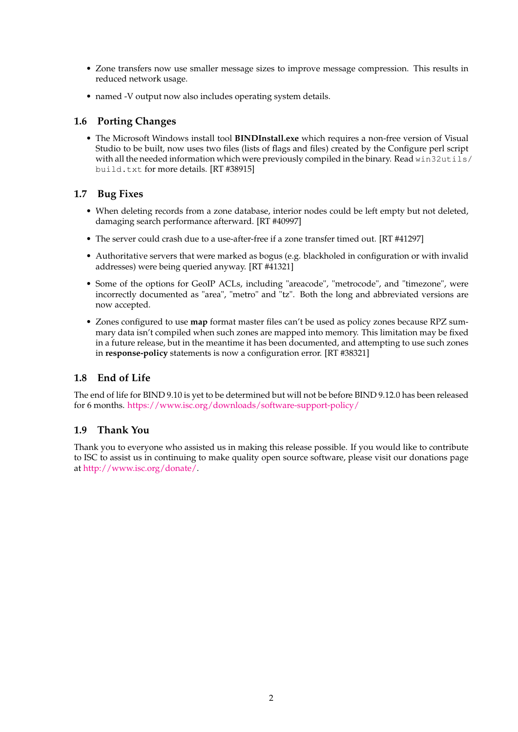- Zone transfers now use smaller message sizes to improve message compression. This results in reduced network usage.
- named -V output now also includes operating system details.

### 1.6 Porting Changes

- The Microsoft Windows install tool **BINDInstall.exe** which requires a non-free version of Visual Studio to be built, now uses two files (lists of flags and files) created by the Configure perl script with all the needed information which were previously compiled in the binary. Read `win32utils/build.txt` for more details. [RT #38915]

### 1.7 Bug Fixes

- When deleting records from a zone database, interior nodes could be left empty but not deleted, damaging search performance afterward. [RT #40997]
- The server could crash due to a use-after-free if a zone transfer timed out. [RT #41297]
- Authoritative servers that were marked as bogus (e.g. blackholed in configuration or with invalid addresses) were being queried anyway. [RT #41321]
- Some of the options for GeoIP ACLs, including "areacode", "metrocode", and "timezone", were incorrectly documented as "area", "metro" and "tz". Both the long and abbreviated versions are now accepted.
- Zones configured to use **map** format master files can't be used as policy zones because RPZ summary data isn't compiled when such zones are mapped into memory. This limitation may be fixed in a future release, but in the meantime it has been documented, and attempting to use such zones in **response-policy** statements is now a configuration error. [RT #38321]

### 1.8 End of Life

The end of life for BIND 9.10 is yet to be determined but will not be before BIND 9.12.0 has been released for 6 months. https://www.isc.org/downloads/software-support-policy/

### 1.9 Thank You

Thank you to everyone who assisted us in making this release possible. If you would like to contribute to ISC to assist us in continuing to make quality open source software, please visit our donations page at http://www.isc.org/donate/.